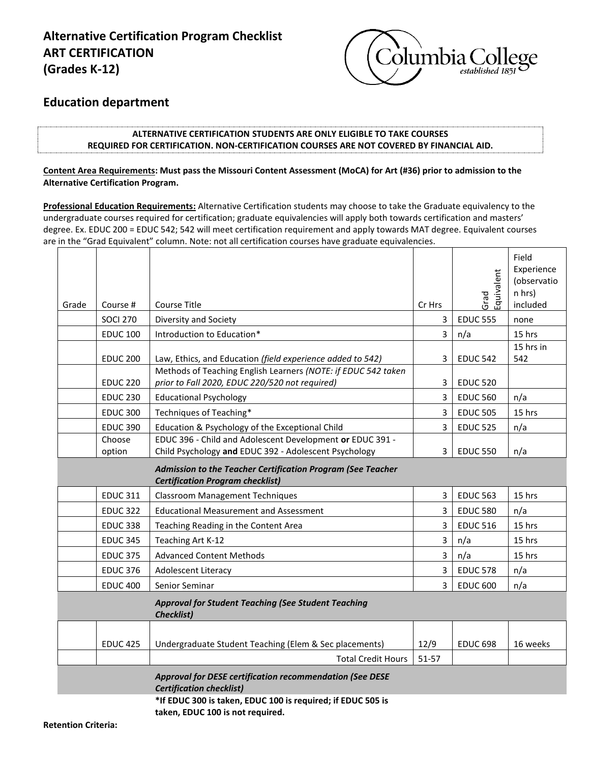# Alternative Certification Program Checklist
# ART CERTIFICATION
# (Grades K-12)

## Education department

**ALTERNATIVE CERTIFICATION STUDENTS ARE ONLY ELIGIBLE TO TAKE COURSES REQUIRED FOR CERTIFICATION. NON-CERTIFICATION COURSES ARE NOT COVERED BY FINANCIAL AID.**

**Content Area Requirements: Must pass the Missouri Content Assessment (MoCA) for Art (#36) prior to admission to the Alternative Certification Program.**

**Professional Education Requirements:** Alternative Certification students may choose to take the Graduate equivalency to the undergraduate courses required for certification; graduate equivalencies will apply both towards certification and masters' degree. Ex. EDUC 200 = EDUC 542; 542 will meet certification requirement and apply towards MAT degree. Equivalent courses are in the "Grad Equivalent" column. Note: not all certification courses have graduate equivalencies.

| Grade | Course # | Course Title | Cr Hrs | Grad Equivalent | Field Experience (observation hrs) included |
|---|---|---|---|---|---|
| | SOCI 270 | Diversity and Society | 3 | EDUC 555 | none |
| | EDUC 100 | Introduction to Education* | 3 | n/a | 15 hrs |
| | EDUC 200 | Law, Ethics, and Education *(field experience added to 542)* | 3 | EDUC 542 | 15 hrs in 542 |
| | EDUC 220 | Methods of Teaching English Learners *(NOTE: if EDUC 542 taken prior to Fall 2020, EDUC 220/520 not required)* | 3 | EDUC 520 | |
| | EDUC 230 | Educational Psychology | 3 | EDUC 560 | n/a |
| | EDUC 300 | Techniques of Teaching* | 3 | EDUC 505 | 15 hrs |
| | EDUC 390 | Education & Psychology of the Exceptional Child | 3 | EDUC 525 | n/a |
| | Choose option | EDUC 396 - Child and Adolescent Development **or** EDUC 391 - Child Psychology **and** EDUC 392 - Adolescent Psychology | 3 | EDUC 550 | n/a |
| | | ***Admission to the Teacher Certification Program (See Teacher Certification Program checklist)*** | | | |
| | EDUC 311 | Classroom Management Techniques | 3 | EDUC 563 | 15 hrs |
| | EDUC 322 | Educational Measurement and Assessment | 3 | EDUC 580 | n/a |
| | EDUC 338 | Teaching Reading in the Content Area | 3 | EDUC 516 | 15 hrs |
| | EDUC 345 | Teaching Art K-12 | 3 | n/a | 15 hrs |
| | EDUC 375 | Advanced Content Methods | 3 | n/a | 15 hrs |
| | EDUC 376 | Adolescent Literacy | 3 | EDUC 578 | n/a |
| | EDUC 400 | Senior Seminar | 3 | EDUC 600 | n/a |
| | | ***Approval for Student Teaching (See Student Teaching Checklist)*** | | | |
| | EDUC 425 | Undergraduate Student Teaching (Elem & Sec placements) | 12/9 | EDUC 698 | 16 weeks |
| | | Total Credit Hours | 51-57 | | |
| | | ***Approval for DESE certification recommendation (See DESE Certification checklist)*** | | | |

**\*If EDUC 300 is taken, EDUC 100 is required; if EDUC 505 is taken, EDUC 100 is not required.**

**Retention Criteria:**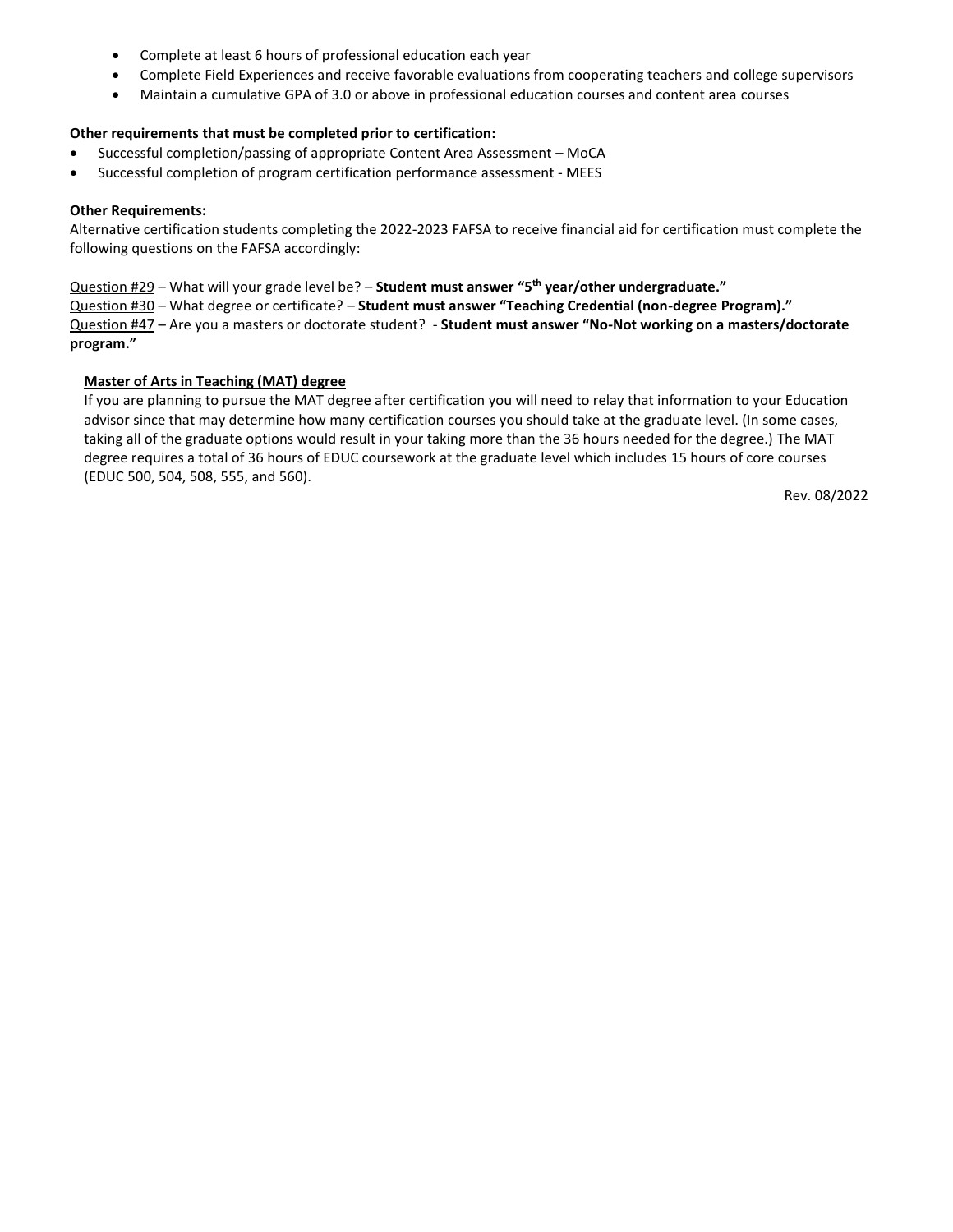- Complete at least 6 hours of professional education each year
- Complete Field Experiences and receive favorable evaluations from cooperating teachers and college supervisors
- Maintain a cumulative GPA of 3.0 or above in professional education courses and content area courses

**Other requirements that must be completed prior to certification:**

- Successful completion/passing of appropriate Content Area Assessment – MoCA
- Successful completion of program certification performance assessment - MEES

**Other Requirements:**

Alternative certification students completing the 2022-2023 FAFSA to receive financial aid for certification must complete the following questions on the FAFSA accordingly:

Question #29 – What will your grade level be? – **Student must answer "5th year/other undergraduate."**
Question #30 – What degree or certificate? – **Student must answer "Teaching Credential (non-degree Program)."**
Question #47 – Are you a masters or doctorate student? - **Student must answer "No-Not working on a masters/doctorate program."**

**Master of Arts in Teaching (MAT) degree**

If you are planning to pursue the MAT degree after certification you will need to relay that information to your Education advisor since that may determine how many certification courses you should take at the graduate level. (In some cases, taking all of the graduate options would result in your taking more than the 36 hours needed for the degree.) The MAT degree requires a total of 36 hours of EDUC coursework at the graduate level which includes 15 hours of core courses (EDUC 500, 504, 508, 555, and 560).

Rev. 08/2022